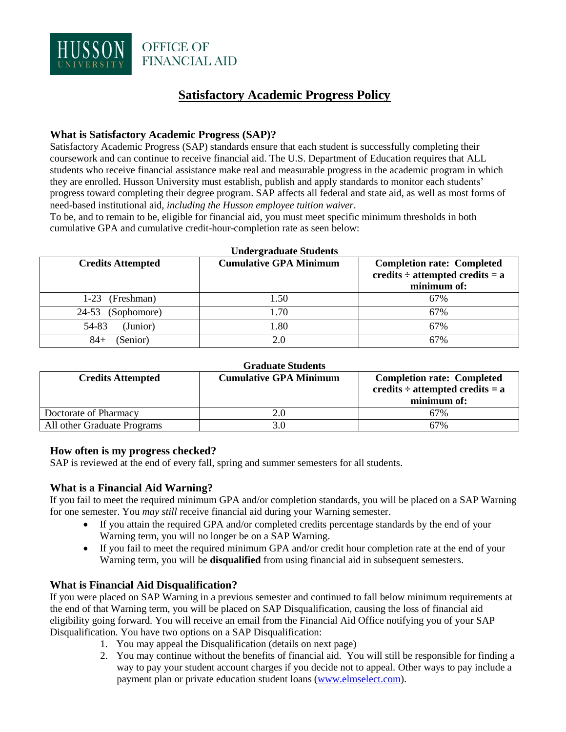HUSSON UNIVERSITY OFFICE OF FINANCIAL AID

# Satisfactory Academic Progress Policy

### What is Satisfactory Academic Progress (SAP)?

Satisfactory Academic Progress (SAP) standards ensure that each student is successfully completing their coursework and can continue to receive financial aid. The U.S. Department of Education requires that ALL students who receive financial assistance make real and measurable progress in the academic program in which they are enrolled. Husson University must establish, publish and apply standards to monitor each students' progress toward completing their degree program. SAP affects all federal and state aid, as well as most forms of need-based institutional aid, *including the Husson employee tuition waiver*.

To be, and to remain to be, eligible for financial aid, you must meet specific minimum thresholds in both cumulative GPA and cumulative credit-hour-completion rate as seen below:

**Undergraduate Students**

| Credits Attempted | Cumulative GPA Minimum | Completion rate: Completed credits ÷ attempted credits = a minimum of: |
|---|---|---|
| 1-23 (Freshman) | 1.50 | 67% |
| 24-53 (Sophomore) | 1.70 | 67% |
| 54-83 (Junior) | 1.80 | 67% |
| 84+ (Senior) | 2.0 | 67% |

**Graduate Students**

| Credits Attempted | Cumulative GPA Minimum | Completion rate: Completed credits ÷ attempted credits = a minimum of: |
|---|---|---|
| Doctorate of Pharmacy | 2.0 | 67% |
| All other Graduate Programs | 3.0 | 67% |

### How often is my progress checked?

SAP is reviewed at the end of every fall, spring and summer semesters for all students.

### What is a Financial Aid Warning?

If you fail to meet the required minimum GPA and/or completion standards, you will be placed on a SAP Warning for one semester. You *may still* receive financial aid during your Warning semester.

- If you attain the required GPA and/or completed credits percentage standards by the end of your Warning term, you will no longer be on a SAP Warning.
- If you fail to meet the required minimum GPA and/or credit hour completion rate at the end of your Warning term, you will be **disqualified** from using financial aid in subsequent semesters.

### What is Financial Aid Disqualification?

If you were placed on SAP Warning in a previous semester and continued to fall below minimum requirements at the end of that Warning term, you will be placed on SAP Disqualification, causing the loss of financial aid eligibility going forward. You will receive an email from the Financial Aid Office notifying you of your SAP Disqualification. You have two options on a SAP Disqualification:

1. You may appeal the Disqualification (details on next page)
2. You may continue without the benefits of financial aid. You will still be responsible for finding a way to pay your student account charges if you decide not to appeal. Other ways to pay include a payment plan or private education student loans (www.elmselect.com).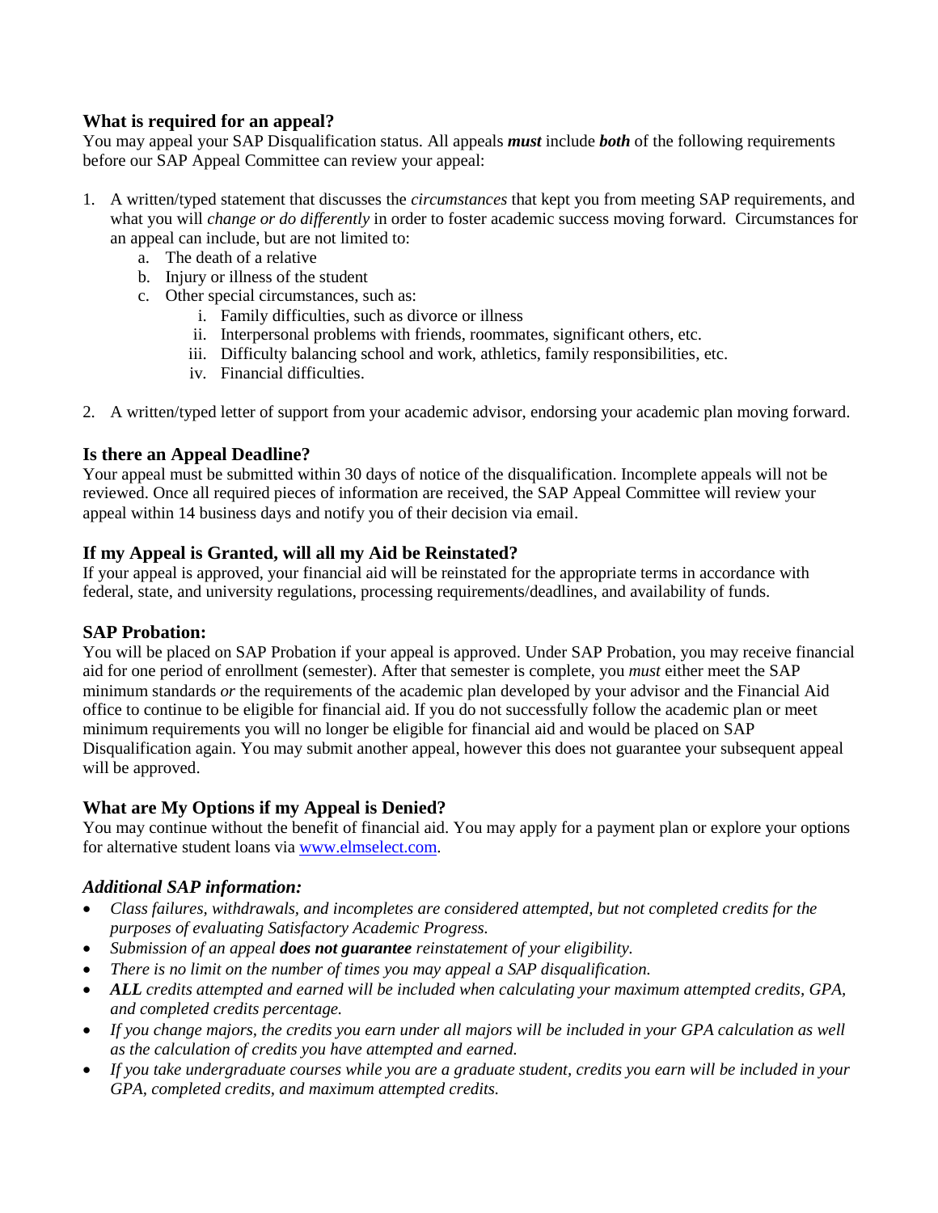### What is required for an appeal?

You may appeal your SAP Disqualification status. All appeals ***must*** include ***both*** of the following requirements before our SAP Appeal Committee can review your appeal:

1. A written/typed statement that discusses the *circumstances* that kept you from meeting SAP requirements, and what you will *change or do differently* in order to foster academic success moving forward. Circumstances for an appeal can include, but are not limited to:
   a. The death of a relative
   b. Injury or illness of the student
   c. Other special circumstances, such as:
      i. Family difficulties, such as divorce or illness
      ii. Interpersonal problems with friends, roommates, significant others, etc.
      iii. Difficulty balancing school and work, athletics, family responsibilities, etc.
      iv. Financial difficulties.

2. A written/typed letter of support from your academic advisor, endorsing your academic plan moving forward.

### Is there an Appeal Deadline?

Your appeal must be submitted within 30 days of notice of the disqualification. Incomplete appeals will not be reviewed. Once all required pieces of information are received, the SAP Appeal Committee will review your appeal within 14 business days and notify you of their decision via email.

### If my Appeal is Granted, will all my Aid be Reinstated?

If your appeal is approved, your financial aid will be reinstated for the appropriate terms in accordance with federal, state, and university regulations, processing requirements/deadlines, and availability of funds.

### SAP Probation:

You will be placed on SAP Probation if your appeal is approved. Under SAP Probation, you may receive financial aid for one period of enrollment (semester). After that semester is complete, you *must* either meet the SAP minimum standards *or* the requirements of the academic plan developed by your advisor and the Financial Aid office to continue to be eligible for financial aid. If you do not successfully follow the academic plan or meet minimum requirements you will no longer be eligible for financial aid and would be placed on SAP Disqualification again. You may submit another appeal, however this does not guarantee your subsequent appeal will be approved.

### What are My Options if my Appeal is Denied?

You may continue without the benefit of financial aid. You may apply for a payment plan or explore your options for alternative student loans via [www.elmselect.com](http://www.elmselect.com).

### *Additional SAP information:*

- *Class failures, withdrawals, and incompletes are considered attempted, but not completed credits for the purposes of evaluating Satisfactory Academic Progress.*
- *Submission of an appeal **does not guarantee** reinstatement of your eligibility.*
- *There is no limit on the number of times you may appeal a SAP disqualification.*
- ***ALL** credits attempted and earned will be included when calculating your maximum attempted credits, GPA, and completed credits percentage.*
- *If you change majors, the credits you earn under all majors will be included in your GPA calculation as well as the calculation of credits you have attempted and earned.*
- *If you take undergraduate courses while you are a graduate student, credits you earn will be included in your GPA, completed credits, and maximum attempted credits.*